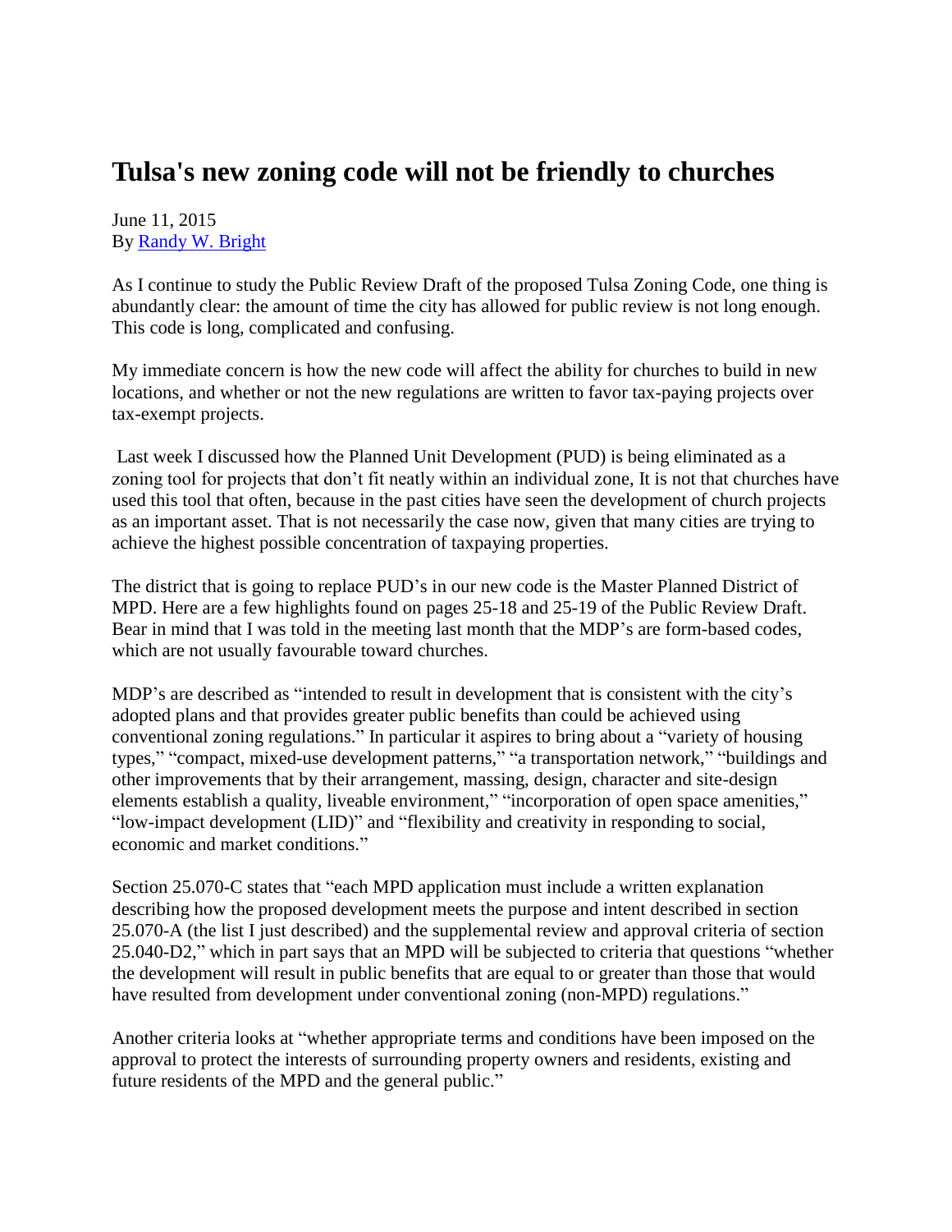# Tulsa's new zoning code will not be friendly to churches

June 11, 2015
By Randy W. Bright

As I continue to study the Public Review Draft of the proposed Tulsa Zoning Code, one thing is abundantly clear: the amount of time the city has allowed for public review is not long enough. This code is long, complicated and confusing.

My immediate concern is how the new code will affect the ability for churches to build in new locations, and whether or not the new regulations are written to favor tax-paying projects over tax-exempt projects.

Last week I discussed how the Planned Unit Development (PUD) is being eliminated as a zoning tool for projects that don't fit neatly within an individual zone, It is not that churches have used this tool that often, because in the past cities have seen the development of church projects as an important asset. That is not necessarily the case now, given that many cities are trying to achieve the highest possible concentration of taxpaying properties.

The district that is going to replace PUD's in our new code is the Master Planned District of MPD. Here are a few highlights found on pages 25-18 and 25-19 of the Public Review Draft. Bear in mind that I was told in the meeting last month that the MDP's are form-based codes, which are not usually favourable toward churches.

MDP's are described as "intended to result in development that is consistent with the city's adopted plans and that provides greater public benefits than could be achieved using conventional zoning regulations." In particular it aspires to bring about a "variety of housing types," "compact, mixed-use development patterns," "a transportation network," "buildings and other improvements that by their arrangement, massing, design, character and site-design elements establish a quality, liveable environment," "incorporation of open space amenities," "low-impact development (LID)" and "flexibility and creativity in responding to social, economic and market conditions."

Section 25.070-C states that "each MPD application must include a written explanation describing how the proposed development meets the purpose and intent described in section 25.070-A (the list I just described) and the supplemental review and approval criteria of section 25.040-D2," which in part says that an MPD will be subjected to criteria that questions "whether the development will result in public benefits that are equal to or greater than those that would have resulted from development under conventional zoning (non-MPD) regulations."

Another criteria looks at "whether appropriate terms and conditions have been imposed on the approval to protect the interests of surrounding property owners and residents, existing and future residents of the MPD and the general public."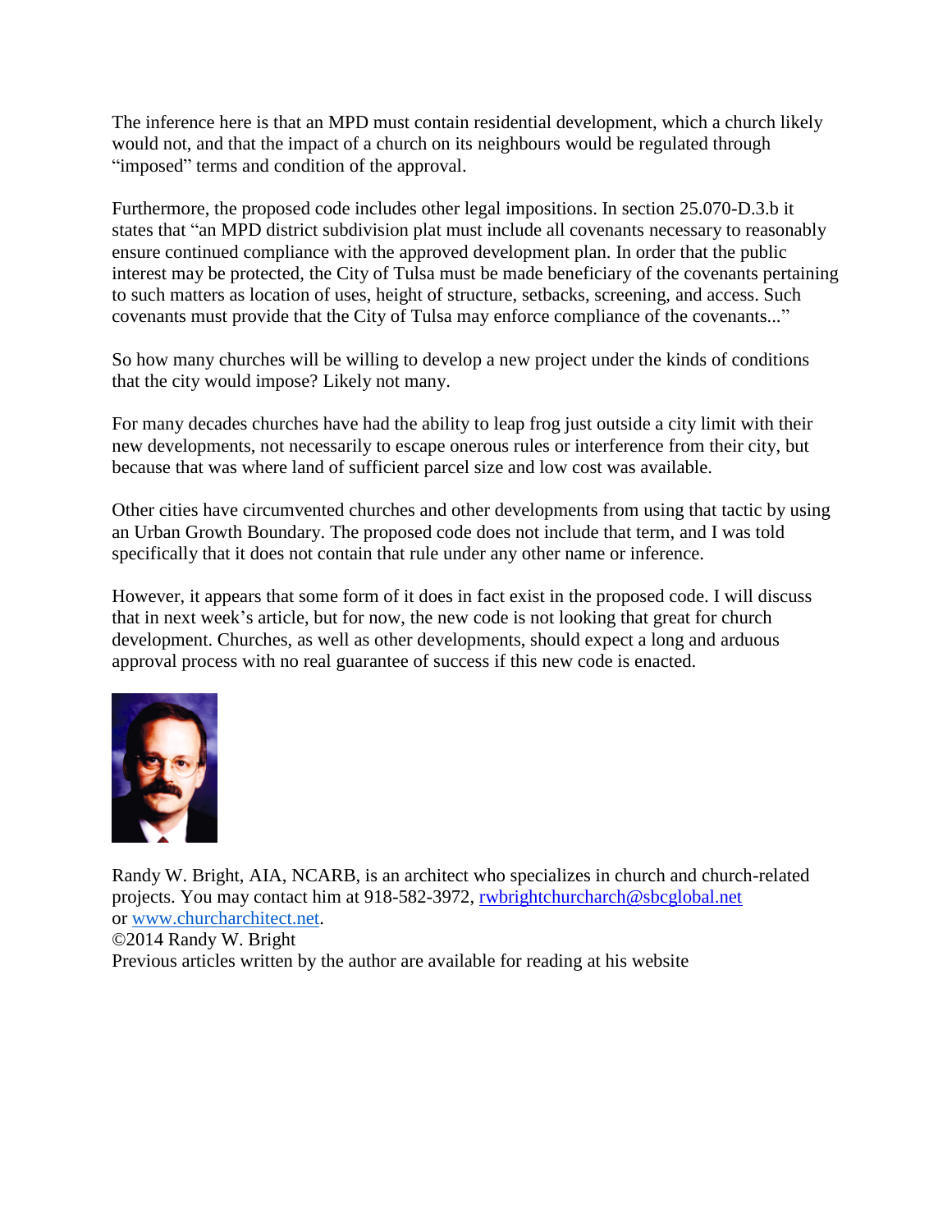The inference here is that an MPD must contain residential development, which a church likely would not, and that the impact of a church on its neighbours would be regulated through "imposed" terms and condition of the approval.

Furthermore, the proposed code includes other legal impositions. In section 25.070-D.3.b it states that "an MPD district subdivision plat must include all covenants necessary to reasonably ensure continued compliance with the approved development plan. In order that the public interest may be protected, the City of Tulsa must be made beneficiary of the covenants pertaining to such matters as location of uses, height of structure, setbacks, screening, and access. Such covenants must provide that the City of Tulsa may enforce compliance of the covenants..."

So how many churches will be willing to develop a new project under the kinds of conditions that the city would impose? Likely not many.

For many decades churches have had the ability to leap frog just outside a city limit with their new developments, not necessarily to escape onerous rules or interference from their city, but because that was where land of sufficient parcel size and low cost was available.

Other cities have circumvented churches and other developments from using that tactic by using an Urban Growth Boundary. The proposed code does not include that term, and I was told specifically that it does not contain that rule under any other name or inference.

However, it appears that some form of it does in fact exist in the proposed code. I will discuss that in next week's article, but for now, the new code is not looking that great for church development. Churches, as well as other developments, should expect a long and arduous approval process with no real guarantee of success if this new code is enacted.

Randy W. Bright, AIA, NCARB, is an architect who specializes in church and church-related projects. You may contact him at 918-582-3972, rwbrightchurcharch@sbcglobal.net or www.churcharchitect.net.
©2014 Randy W. Bright
Previous articles written by the author are available for reading at his website